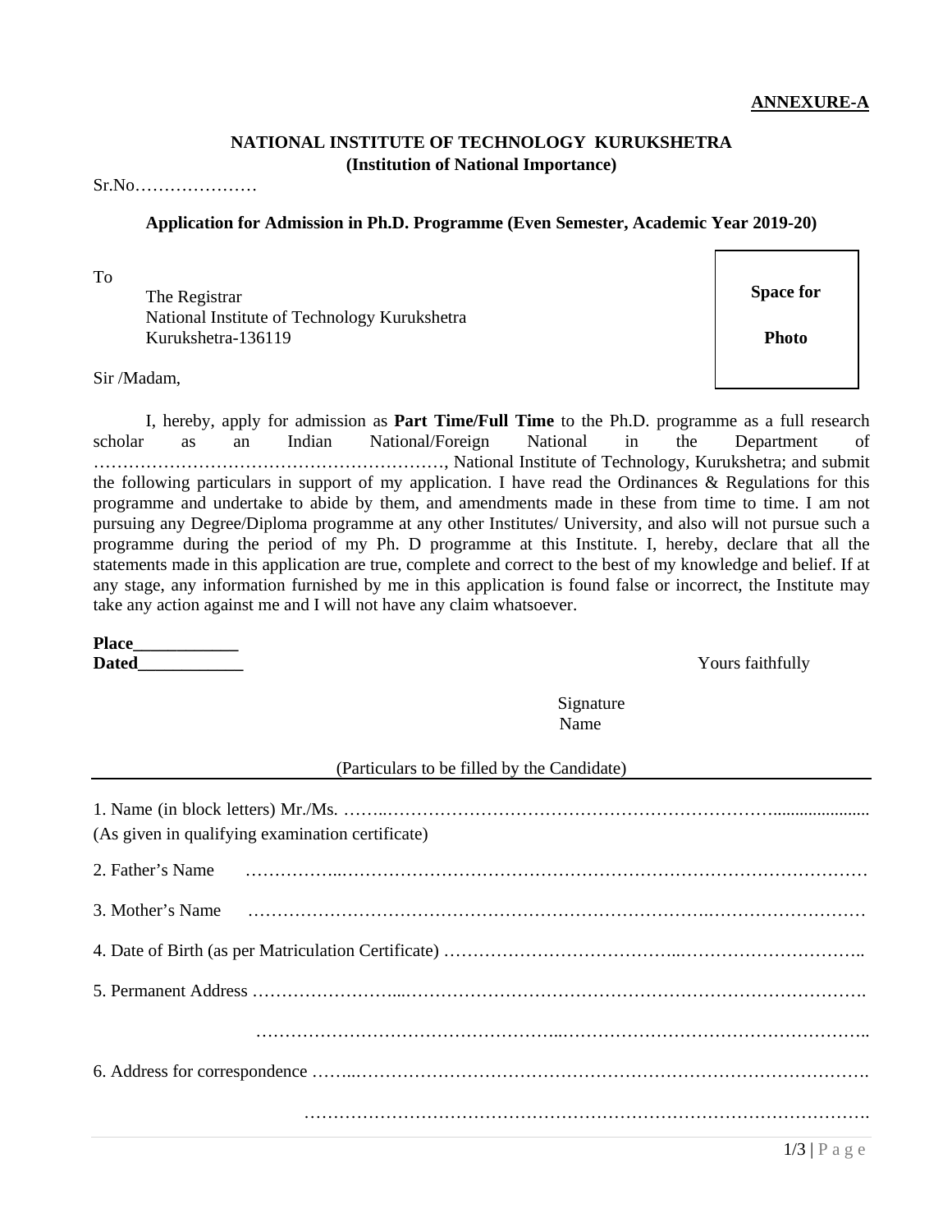**ANNEXURE-A**

**NATIONAL INSTITUTE OF TECHNOLOGY KURUKSHETRA**
**(Institution of National Importance)**

Sr.No…………………

**Application for Admission in Ph.D. Programme (Even Semester, Academic Year 2019-20)**

To

The Registrar
National Institute of Technology Kurukshetra
Kurukshetra-136119

**Space for Photo**

Sir /Madam,

I, hereby, apply for admission as **Part Time/Full Time** to the Ph.D. programme as a full research scholar as an Indian National/Foreign National in the Department of ……………………………………………………, National Institute of Technology, Kurukshetra; and submit the following particulars in support of my application. I have read the Ordinances & Regulations for this programme and undertake to abide by them, and amendments made in these from time to time. I am not pursuing any Degree/Diploma programme at any other Institutes/ University, and also will not pursue such a programme during the period of my Ph. D programme at this Institute. I, hereby, declare that all the statements made in this application are true, complete and correct to the best of my knowledge and belief. If at any stage, any information furnished by me in this application is found false or incorrect, the Institute may take any action against me and I will not have any claim whatsoever.

**Place____________**
**Dated____________**

Yours faithfully

Signature
Name

(Particulars to be filled by the Candidate)

1. Name (in block letters) Mr./Ms. ……..…………………………………………………………….....................
(As given in qualifying examination certificate)

2. Father's Name ……………..……………………………………………….……………………………

3. Mother's Name ……………………………………………………………….………………………

4. Date of Birth (as per Matriculation Certificate) …………………………………..…………………………..

5. Permanent Address ……………………....……………………………………………………………….

…………………………………………...……………………………………………..

6. Address for correspondence ……..…………………………………………………………………………….

…………………………………………………………………………………….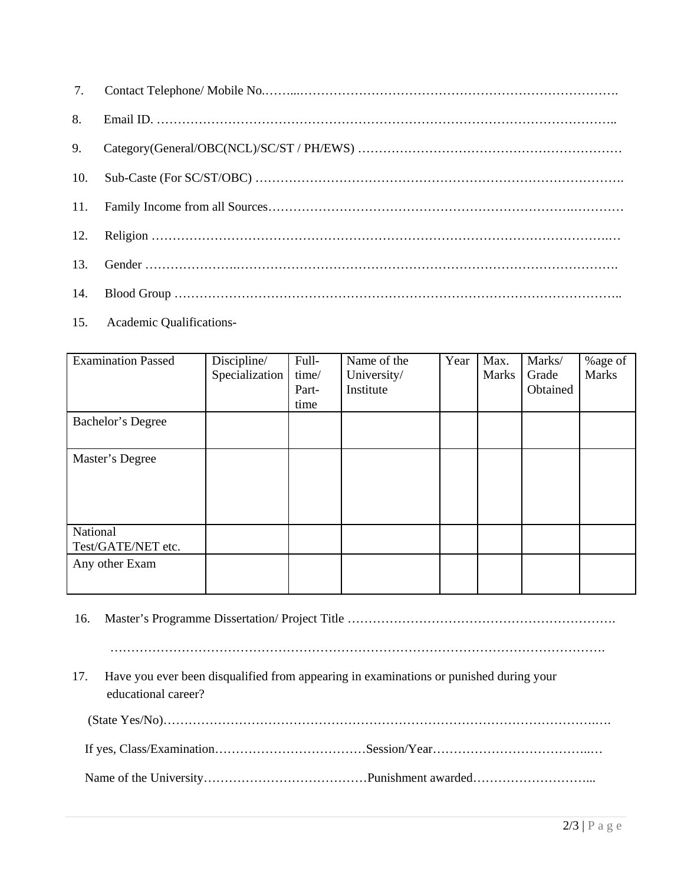7. Contact Telephone/ Mobile No.……...…………………………………………………………………….

8. Email ID. ………………………………………………………………………………………………..

9. Category(General/OBC(NCL)/SC/ST / PH/EWS) ……………………………………………………

10. Sub-Caste (For SC/ST/OBC) …………………………………………………………………………….

11. Family Income from all Sources………………………………………………………….…………

12. Religion ……………………………………………………………………………………………..…

13. Gender …………………..…………………………………………………………………………….

14. Blood Group ……………………………………………………………………………………………..

15. Academic Qualifications-

| Examination Passed | Discipline/ Specialization | Full-time/ Part-time | Name of the University/ Institute | Year | Max. Marks | Marks/ Grade Obtained | %age of Marks |
|---|---|---|---|---|---|---|---|
| Bachelor's Degree | | | | | | | |
| Master's Degree | | | | | | | |
| National Test/GATE/NET etc. | | | | | | | |
| Any other Exam | | | | | | | |

16. Master's Programme Dissertation/ Project Title ……………………………………………………….

…………………………………………………………………………………………………………

17. Have you ever been disqualified from appearing in examinations or punished during your educational career?

(State Yes/No)……………………………………………………………………………………….….

If yes, Class/Examination………………………………Session/Year………………………………...…

Name of the University…………………………………Punishment awarded………………………...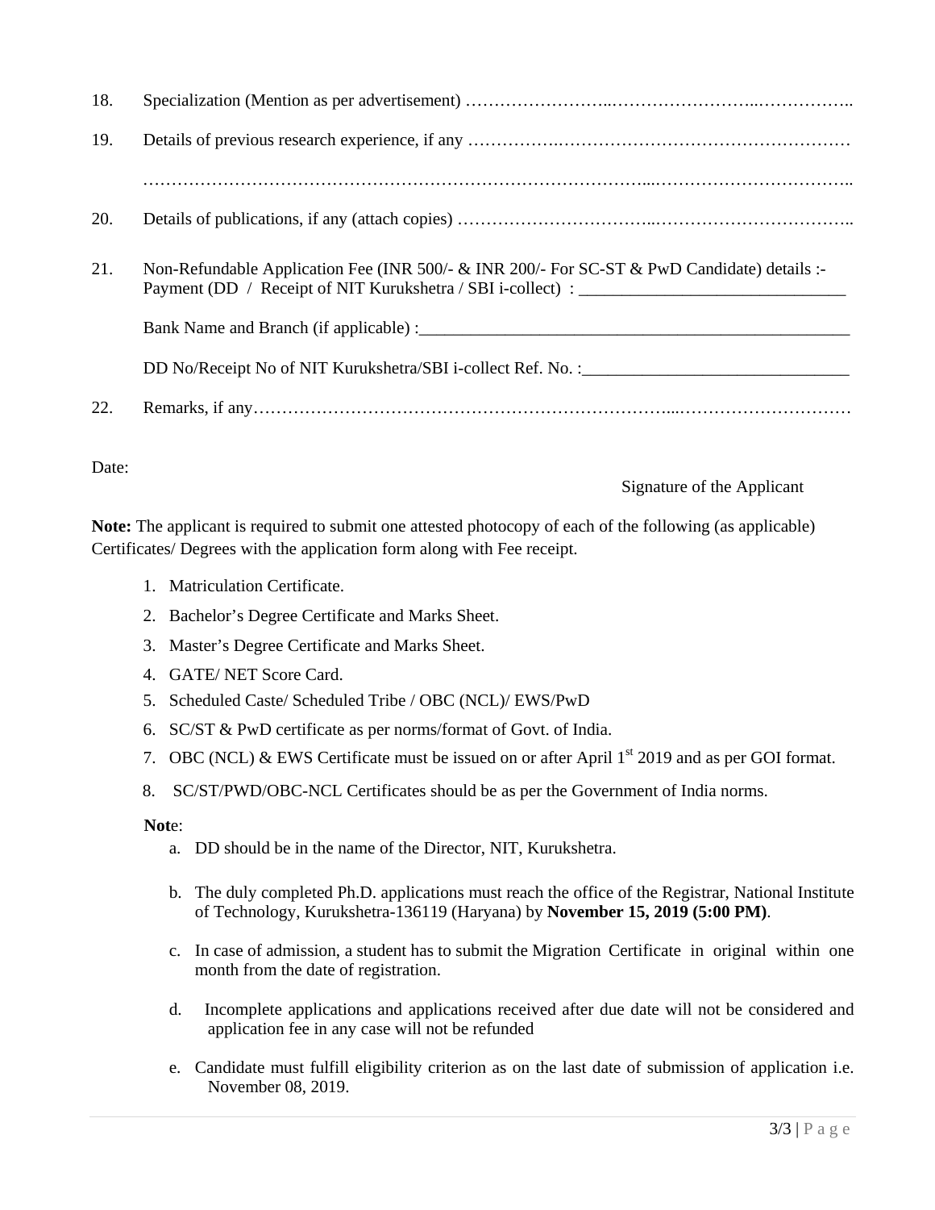18. Specialization (Mention as per advertisement) ……………………..……………………..……………..

19. Details of previous research experience, if any …………….……………………………………………

    ……………………………………………………………………………...……………………………..

20. Details of publications, if any (attach copies) ……………………………..……………………………..

21. Non-Refundable Application Fee (INR 500/- & INR 200/- For SC-ST & PwD Candidate) details :-
    Payment (DD / Receipt of NIT Kurukshetra / SBI i-collect) : ______________________________

    Bank Name and Branch (if applicable) :__________________________________________________

    DD No/Receipt No of NIT Kurukshetra/SBI i-collect Ref. No. :______________________________

22. Remarks, if any…………………………………………………………………...…………………………

Date:

Signature of the Applicant

**Note:** The applicant is required to submit one attested photocopy of each of the following (as applicable) Certificates/ Degrees with the application form along with Fee receipt.

1. Matriculation Certificate.
2. Bachelor's Degree Certificate and Marks Sheet.
3. Master's Degree Certificate and Marks Sheet.
4. GATE/ NET Score Card.
5. Scheduled Caste/ Scheduled Tribe / OBC (NCL)/ EWS/PwD
6. SC/ST & PwD certificate as per norms/format of Govt. of India.
7. OBC (NCL) & EWS Certificate must be issued on or after April 1st 2019 and as per GOI format.
8. SC/ST/PWD/OBC-NCL Certificates should be as per the Government of India norms.

**Not**e:

a. DD should be in the name of the Director, NIT, Kurukshetra.

b. The duly completed Ph.D. applications must reach the office of the Registrar, National Institute of Technology, Kurukshetra-136119 (Haryana) by **November 15, 2019 (5:00 PM)**.

c. In case of admission, a student has to submit the Migration Certificate in original within one month from the date of registration.

d. Incomplete applications and applications received after due date will not be considered and application fee in any case will not be refunded

e. Candidate must fulfill eligibility criterion as on the last date of submission of application i.e. November 08, 2019.